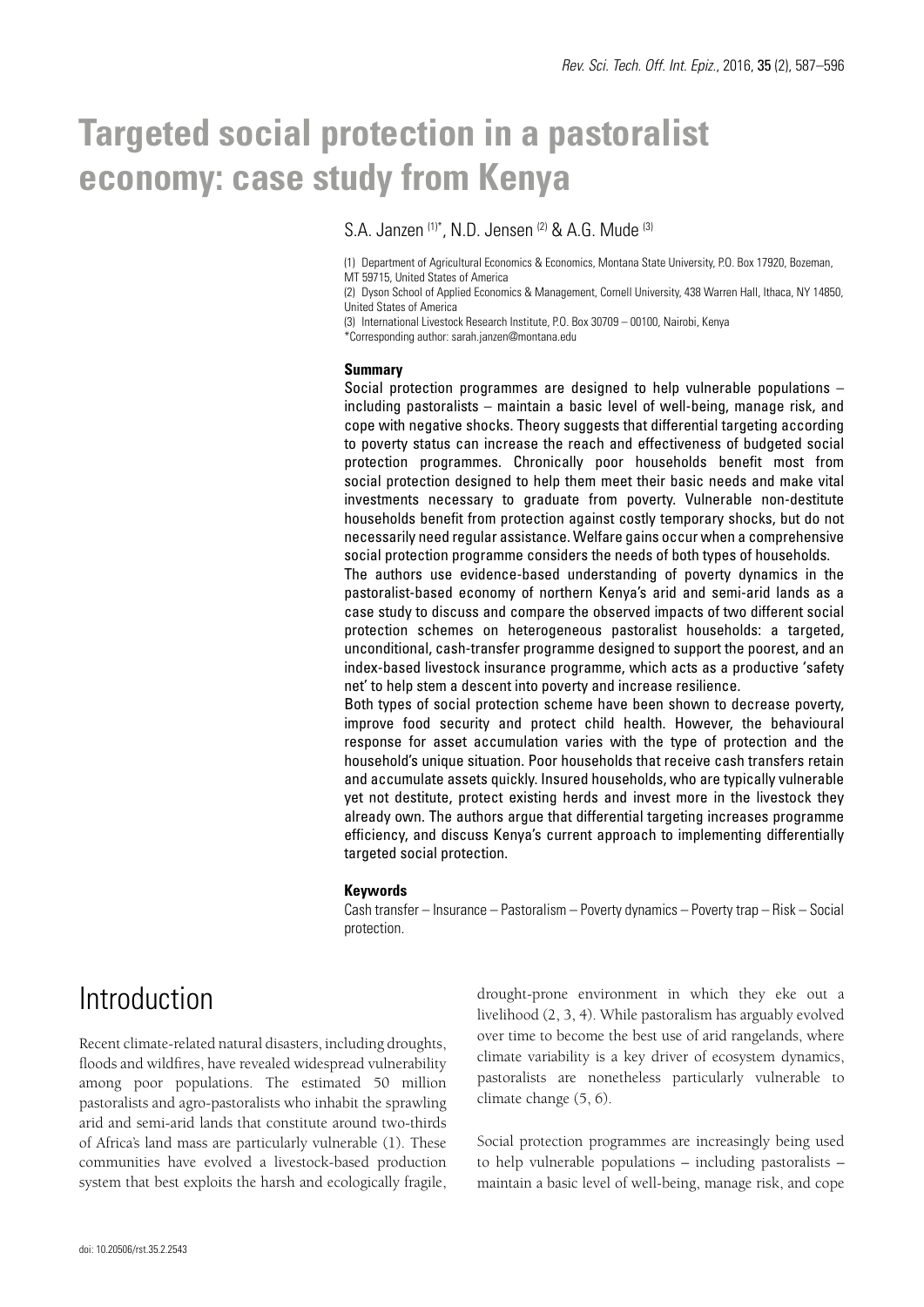# Targeted social protection in a pastoralist economy: case study from Kenya

S.A. Janzen [(1)*], N.D. Jensen [(2)] & A.G. Mude [(3)]

(1) Department of Agricultural Economics & Economics, Montana State University, P.O. Box 17920, Bozeman, MT 59715, United States of America

(2) Dyson School of Applied Economics & Management, Cornell University, 438 Warren Hall, Ithaca, NY 14850, United States of America

(3) International Livestock Research Institute, P.O. Box 30709 – 00100, Nairobi, Kenya

*Corresponding author: sarah.janzen@montana.edu

### Summary

Social protection programmes are designed to help vulnerable populations – including pastoralists – maintain a basic level of well-being, manage risk, and cope with negative shocks. Theory suggests that differential targeting according to poverty status can increase the reach and effectiveness of budgeted social protection programmes. Chronically poor households benefit most from social protection designed to help them meet their basic needs and make vital investments necessary to graduate from poverty. Vulnerable non-destitute households benefit from protection against costly temporary shocks, but do not necessarily need regular assistance. Welfare gains occur when a comprehensive social protection programme considers the needs of both types of households.

The authors use evidence-based understanding of poverty dynamics in the pastoralist-based economy of northern Kenya's arid and semi-arid lands as a case study to discuss and compare the observed impacts of two different social protection schemes on heterogeneous pastoralist households: a targeted, unconditional, cash-transfer programme designed to support the poorest, and an index-based livestock insurance programme, which acts as a productive 'safety net' to help stem a descent into poverty and increase resilience.

Both types of social protection scheme have been shown to decrease poverty, improve food security and protect child health. However, the behavioural response for asset accumulation varies with the type of protection and the household's unique situation. Poor households that receive cash transfers retain and accumulate assets quickly. Insured households, who are typically vulnerable yet not destitute, protect existing herds and invest more in the livestock they already own. The authors argue that differential targeting increases programme efficiency, and discuss Kenya's current approach to implementing differentially targeted social protection.

### Keywords

Cash transfer – Insurance – Pastoralism – Poverty dynamics – Poverty trap – Risk – Social protection.

## Introduction

Recent climate-related natural disasters, including droughts, floods and wildfires, have revealed widespread vulnerability among poor populations. The estimated 50 million pastoralists and agro-pastoralists who inhabit the sprawling arid and semi-arid lands that constitute around two-thirds of Africa's land mass are particularly vulnerable (1). These communities have evolved a livestock-based production system that best exploits the harsh and ecologically fragile, drought-prone environment in which they eke out a livelihood (2, 3, 4). While pastoralism has arguably evolved over time to become the best use of arid rangelands, where climate variability is a key driver of ecosystem dynamics, pastoralists are nonetheless particularly vulnerable to climate change (5, 6).

Social protection programmes are increasingly being used to help vulnerable populations – including pastoralists – maintain a basic level of well-being, manage risk, and cope

doi: 10.20506/rst.35.2.2543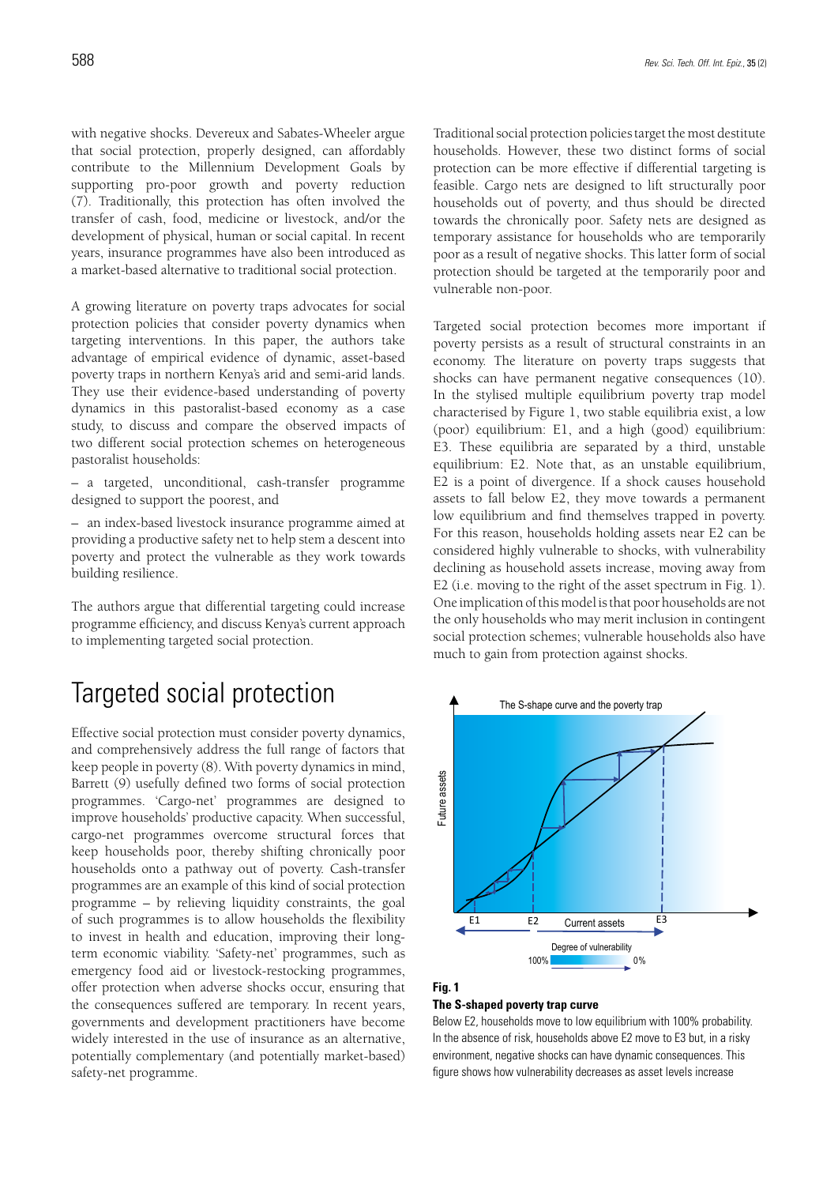with negative shocks. Devereux and Sabates-Wheeler argue that social protection, properly designed, can affordably contribute to the Millennium Development Goals by supporting pro-poor growth and poverty reduction (7). Traditionally, this protection has often involved the transfer of cash, food, medicine or livestock, and/or the development of physical, human or social capital. In recent years, insurance programmes have also been introduced as a market-based alternative to traditional social protection.

A growing literature on poverty traps advocates for social protection policies that consider poverty dynamics when targeting interventions. In this paper, the authors take advantage of empirical evidence of dynamic, asset-based poverty traps in northern Kenya's arid and semi-arid lands. They use their evidence-based understanding of poverty dynamics in this pastoralist-based economy as a case study, to discuss and compare the observed impacts of two different social protection schemes on heterogeneous pastoralist households:

– a targeted, unconditional, cash-transfer programme designed to support the poorest, and

– an index-based livestock insurance programme aimed at providing a productive safety net to help stem a descent into poverty and protect the vulnerable as they work towards building resilience.

The authors argue that differential targeting could increase programme efficiency, and discuss Kenya's current approach to implementing targeted social protection.

# Targeted social protection

Effective social protection must consider poverty dynamics, and comprehensively address the full range of factors that keep people in poverty (8). With poverty dynamics in mind, Barrett (9) usefully defined two forms of social protection programmes. 'Cargo-net' programmes are designed to improve households' productive capacity. When successful, cargo-net programmes overcome structural forces that keep households poor, thereby shifting chronically poor households onto a pathway out of poverty. Cash-transfer programmes are an example of this kind of social protection programme – by relieving liquidity constraints, the goal of such programmes is to allow households the flexibility to invest in health and education, improving their long-term economic viability. 'Safety-net' programmes, such as emergency food aid or livestock-restocking programmes, offer protection when adverse shocks occur, ensuring that the consequences suffered are temporary. In recent years, governments and development practitioners have become widely interested in the use of insurance as an alternative, potentially complementary (and potentially market-based) safety-net programme.

Traditional social protection policies target the most destitute households. However, these two distinct forms of social protection can be more effective if differential targeting is feasible. Cargo nets are designed to lift structurally poor households out of poverty, and thus should be directed towards the chronically poor. Safety nets are designed as temporary assistance for households who are temporarily poor as a result of negative shocks. This latter form of social protection should be targeted at the temporarily poor and vulnerable non-poor.

Targeted social protection becomes more important if poverty persists as a result of structural constraints in an economy. The literature on poverty traps suggests that shocks can have permanent negative consequences (10). In the stylised multiple equilibrium poverty trap model characterised by Figure 1, two stable equilibria exist, a low (poor) equilibrium: E1, and a high (good) equilibrium: E3. These equilibria are separated by a third, unstable equilibrium: E2. Note that, as an unstable equilibrium, E2 is a point of divergence. If a shock causes household assets to fall below E2, they move towards a permanent low equilibrium and find themselves trapped in poverty. For this reason, households holding assets near E2 can be considered highly vulnerable to shocks, with vulnerability declining as household assets increase, moving away from E2 (i.e. moving to the right of the asset spectrum in Fig. 1). One implication of this model is that poor households are not the only households who may merit inclusion in contingent social protection schemes; vulnerable households also have much to gain from protection against shocks.

**Fig. 1**

**The S-shaped poverty trap curve**

Below E2, households move to low equilibrium with 100% probability. In the absence of risk, households above E2 move to E3 but, in a risky environment, negative shocks can have dynamic consequences. This figure shows how vulnerability decreases as asset levels increase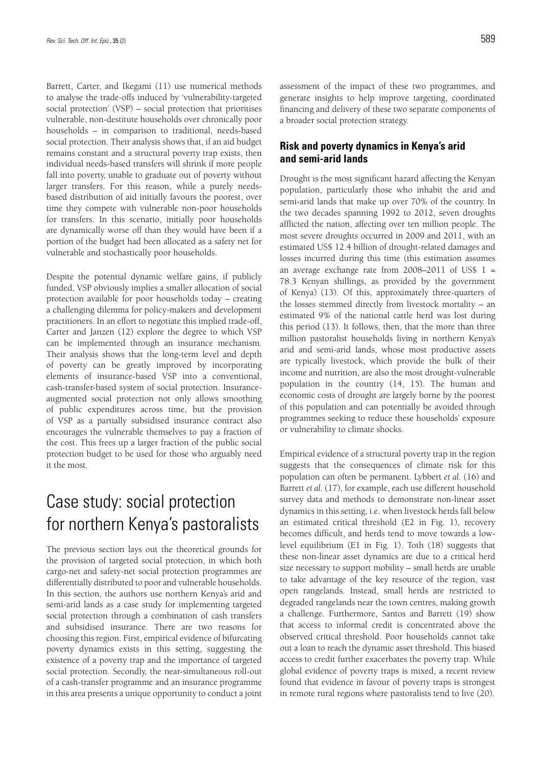Barrett, Carter, and Ikegami (11) use numerical methods to analyse the trade-offs induced by 'vulnerability-targeted social protection' (VSP) – social protection that prioritises vulnerable, non-destitute households over chronically poor households – in comparison to traditional, needs-based social protection. Their analysis shows that, if an aid budget remains constant and a structural poverty trap exists, then individual needs-based transfers will shrink if more people fall into poverty, unable to graduate out of poverty without larger transfers. For this reason, while a purely needs-based distribution of aid initially favours the poorest, over time they compete with vulnerable non-poor households for transfers. In this scenario, initially poor households are dynamically worse off than they would have been if a portion of the budget had been allocated as a safety net for vulnerable and stochastically poor households.

Despite the potential dynamic welfare gains, if publicly funded, VSP obviously implies a smaller allocation of social protection available for poor households today – creating a challenging dilemma for policy-makers and development practitioners. In an effort to negotiate this implied trade-off, Carter and Janzen (12) explore the degree to which VSP can be implemented through an insurance mechanism. Their analysis shows that the long-term level and depth of poverty can be greatly improved by incorporating elements of insurance-based VSP into a conventional, cash-transfer-based system of social protection. Insurance-augmented social protection not only allows smoothing of public expenditures across time, but the provision of VSP as a partially subsidised insurance contract also encourages the vulnerable themselves to pay a fraction of the cost. This frees up a larger fraction of the public social protection budget to be used for those who arguably need it the most.

# Case study: social protection for northern Kenya's pastoralists

The previous section lays out the theoretical grounds for the provision of targeted social protection, in which both cargo-net and safety-net social protection programmes are differentially distributed to poor and vulnerable households. In this section, the authors use northern Kenya's arid and semi-arid lands as a case study for implementing targeted social protection through a combination of cash transfers and subsidised insurance. There are two reasons for choosing this region. First, empirical evidence of bifurcating poverty dynamics exists in this setting, suggesting the existence of a poverty trap and the importance of targeted social protection. Secondly, the near-simultaneous roll-out of a cash-transfer programme and an insurance programme in this area presents a unique opportunity to conduct a joint assessment of the impact of these two programmes, and generate insights to help improve targeting, coordinated financing and delivery of these two separate components of a broader social protection strategy.

## Risk and poverty dynamics in Kenya's arid and semi-arid lands

Drought is the most significant hazard affecting the Kenyan population, particularly those who inhabit the arid and semi-arid lands that make up over 70% of the country. In the two decades spanning 1992 to 2012, seven droughts afflicted the nation, affecting over ten million people. The most severe droughts occurred in 2009 and 2011, with an estimated US$ 12.4 billion of drought-related damages and losses incurred during this time (this estimation assumes an average exchange rate from 2008–2011 of US$ 1 = 78.3 Kenyan shillings, as provided by the government of Kenya) (13). Of this, approximately three-quarters of the losses stemmed directly from livestock mortality – an estimated 9% of the national cattle herd was lost during this period (13). It follows, then, that the more than three million pastoralist households living in northern Kenya's arid and semi-arid lands, whose most productive assets are typically livestock, which provide the bulk of their income and nutrition, are also the most drought-vulnerable population in the country (14, 15). The human and economic costs of drought are largely borne by the poorest of this population and can potentially be avoided through programmes seeking to reduce these households' exposure or vulnerability to climate shocks.

Empirical evidence of a structural poverty trap in the region suggests that the consequences of climate risk for this population can often be permanent. Lybbert *et al.* (16) and Barrett *et al.* (17), for example, each use different household survey data and methods to demonstrate non-linear asset dynamics in this setting, i.e. when livestock herds fall below an estimated critical threshold (E2 in Fig. 1), recovery becomes difficult, and herds tend to move towards a low-level equilibrium (E1 in Fig. 1). Toth (18) suggests that these non-linear asset dynamics are due to a critical herd size necessary to support mobility – small herds are unable to take advantage of the key resource of the region, vast open rangelands. Instead, small herds are restricted to degraded rangelands near the town centres, making growth a challenge. Furthermore, Santos and Barrett (19) show that access to informal credit is concentrated above the observed critical threshold. Poor households cannot take out a loan to reach the dynamic asset threshold. This biased access to credit further exacerbates the poverty trap. While global evidence of poverty traps is mixed, a recent review found that evidence in favour of poverty traps is strongest in remote rural regions where pastoralists tend to live (20).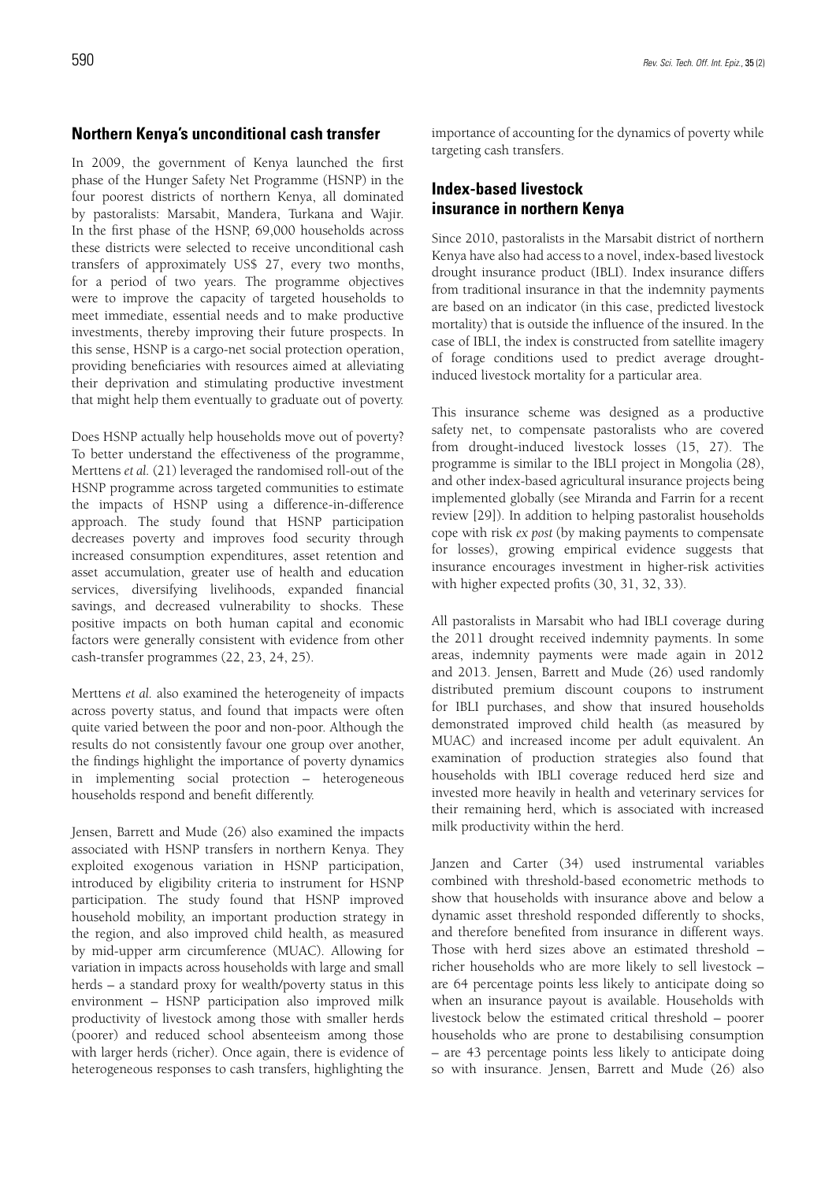## Northern Kenya's unconditional cash transfer

In 2009, the government of Kenya launched the first phase of the Hunger Safety Net Programme (HSNP) in the four poorest districts of northern Kenya, all dominated by pastoralists: Marsabit, Mandera, Turkana and Wajir. In the first phase of the HSNP, 69,000 households across these districts were selected to receive unconditional cash transfers of approximately US$ 27, every two months, for a period of two years. The programme objectives were to improve the capacity of targeted households to meet immediate, essential needs and to make productive investments, thereby improving their future prospects. In this sense, HSNP is a cargo-net social protection operation, providing beneficiaries with resources aimed at alleviating their deprivation and stimulating productive investment that might help them eventually to graduate out of poverty.

Does HSNP actually help households move out of poverty? To better understand the effectiveness of the programme, Merttens *et al.* (21) leveraged the randomised roll-out of the HSNP programme across targeted communities to estimate the impacts of HSNP using a difference-in-difference approach. The study found that HSNP participation decreases poverty and improves food security through increased consumption expenditures, asset retention and asset accumulation, greater use of health and education services, diversifying livelihoods, expanded financial savings, and decreased vulnerability to shocks. These positive impacts on both human capital and economic factors were generally consistent with evidence from other cash-transfer programmes (22, 23, 24, 25).

Merttens *et al.* also examined the heterogeneity of impacts across poverty status, and found that impacts were often quite varied between the poor and non-poor. Although the results do not consistently favour one group over another, the findings highlight the importance of poverty dynamics in implementing social protection – heterogeneous households respond and benefit differently.

Jensen, Barrett and Mude (26) also examined the impacts associated with HSNP transfers in northern Kenya. They exploited exogenous variation in HSNP participation, introduced by eligibility criteria to instrument for HSNP participation. The study found that HSNP improved household mobility, an important production strategy in the region, and also improved child health, as measured by mid-upper arm circumference (MUAC). Allowing for variation in impacts across households with large and small herds – a standard proxy for wealth/poverty status in this environment – HSNP participation also improved milk productivity of livestock among those with smaller herds (poorer) and reduced school absenteeism among those with larger herds (richer). Once again, there is evidence of heterogeneous responses to cash transfers, highlighting the importance of accounting for the dynamics of poverty while targeting cash transfers.

## Index-based livestock insurance in northern Kenya

Since 2010, pastoralists in the Marsabit district of northern Kenya have also had access to a novel, index-based livestock drought insurance product (IBLI). Index insurance differs from traditional insurance in that the indemnity payments are based on an indicator (in this case, predicted livestock mortality) that is outside the influence of the insured. In the case of IBLI, the index is constructed from satellite imagery of forage conditions used to predict average drought-induced livestock mortality for a particular area.

This insurance scheme was designed as a productive safety net, to compensate pastoralists who are covered from drought-induced livestock losses (15, 27). The programme is similar to the IBLI project in Mongolia (28), and other index-based agricultural insurance projects being implemented globally (see Miranda and Farrin for a recent review [29]). In addition to helping pastoralist households cope with risk *ex post* (by making payments to compensate for losses), growing empirical evidence suggests that insurance encourages investment in higher-risk activities with higher expected profits (30, 31, 32, 33).

All pastoralists in Marsabit who had IBLI coverage during the 2011 drought received indemnity payments. In some areas, indemnity payments were made again in 2012 and 2013. Jensen, Barrett and Mude (26) used randomly distributed premium discount coupons to instrument for IBLI purchases, and show that insured households demonstrated improved child health (as measured by MUAC) and increased income per adult equivalent. An examination of production strategies also found that households with IBLI coverage reduced herd size and invested more heavily in health and veterinary services for their remaining herd, which is associated with increased milk productivity within the herd.

Janzen and Carter (34) used instrumental variables combined with threshold-based econometric methods to show that households with insurance above and below a dynamic asset threshold responded differently to shocks, and therefore benefited from insurance in different ways. Those with herd sizes above an estimated threshold – richer households who are more likely to sell livestock – are 64 percentage points less likely to anticipate doing so when an insurance payout is available. Households with livestock below the estimated critical threshold – poorer households who are prone to destabilising consumption – are 43 percentage points less likely to anticipate doing so with insurance. Jensen, Barrett and Mude (26) also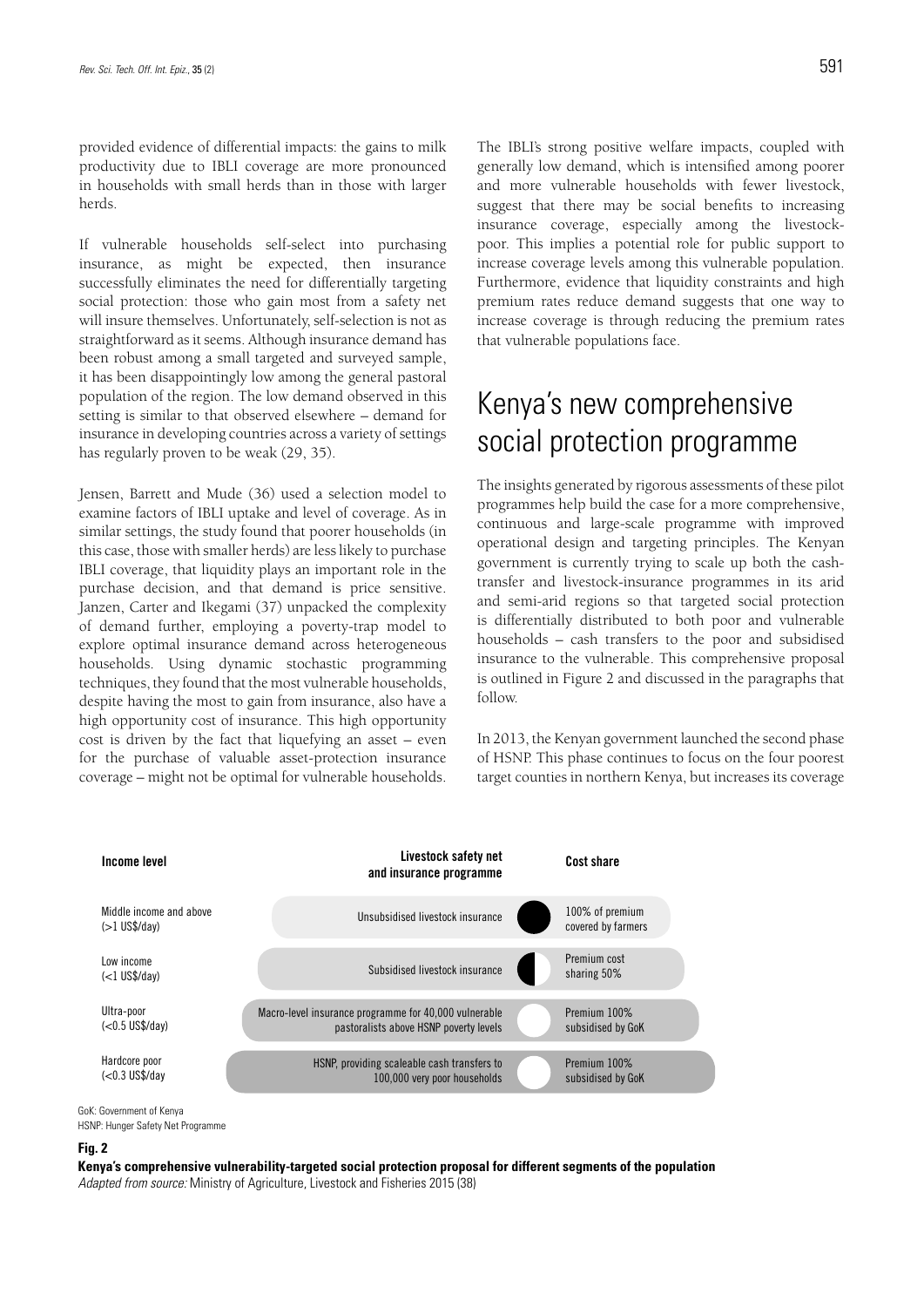provided evidence of differential impacts: the gains to milk productivity due to IBLI coverage are more pronounced in households with small herds than in those with larger herds.

If vulnerable households self-select into purchasing insurance, as might be expected, then insurance successfully eliminates the need for differentially targeting social protection: those who gain most from a safety net will insure themselves. Unfortunately, self-selection is not as straightforward as it seems. Although insurance demand has been robust among a small targeted and surveyed sample, it has been disappointingly low among the general pastoral population of the region. The low demand observed in this setting is similar to that observed elsewhere – demand for insurance in developing countries across a variety of settings has regularly proven to be weak (29, 35).

Jensen, Barrett and Mude (36) used a selection model to examine factors of IBLI uptake and level of coverage. As in similar settings, the study found that poorer households (in this case, those with smaller herds) are less likely to purchase IBLI coverage, that liquidity plays an important role in the purchase decision, and that demand is price sensitive. Janzen, Carter and Ikegami (37) unpacked the complexity of demand further, employing a poverty-trap model to explore optimal insurance demand across heterogeneous households. Using dynamic stochastic programming techniques, they found that the most vulnerable households, despite having the most to gain from insurance, also have a high opportunity cost of insurance. This high opportunity cost is driven by the fact that liquefying an asset – even for the purchase of valuable asset-protection insurance coverage – might not be optimal for vulnerable households.

The IBLI's strong positive welfare impacts, coupled with generally low demand, which is intensified among poorer and more vulnerable households with fewer livestock, suggest that there may be social benefits to increasing insurance coverage, especially among the livestock-poor. This implies a potential role for public support to increase coverage levels among this vulnerable population. Furthermore, evidence that liquidity constraints and high premium rates reduce demand suggests that one way to increase coverage is through reducing the premium rates that vulnerable populations face.

# Kenya's new comprehensive social protection programme

The insights generated by rigorous assessments of these pilot programmes help build the case for a more comprehensive, continuous and large-scale programme with improved operational design and targeting principles. The Kenyan government is currently trying to scale up both the cash-transfer and livestock-insurance programmes in its arid and semi-arid regions so that targeted social protection is differentially distributed to both poor and vulnerable households – cash transfers to the poor and subsidised insurance to the vulnerable. This comprehensive proposal is outlined in Figure 2 and discussed in the paragraphs that follow.

In 2013, the Kenyan government launched the second phase of HSNP. This phase continues to focus on the four poorest target counties in northern Kenya, but increases its coverage

| Income level | Livestock safety net and insurance programme | Cost share |
|---|---|---|
| Middle income and above (>1 US$/day) | Unsubsidised livestock insurance | 100% of premium covered by farmers |
| Low income (<1 US$/day) | Subsidised livestock insurance | Premium cost sharing 50% |
| Ultra-poor (<0.5 US$/day) | Macro-level insurance programme for 40,000 vulnerable pastoralists above HSNP poverty levels | Premium 100% subsidised by GoK |
| Hardcore poor (<0.3 US$/day | HSNP, providing scaleable cash transfers to 100,000 very poor households | Premium 100% subsidised by GoK |

GoK: Government of Kenya
HSNP: Hunger Safety Net Programme

**Fig. 2**
**Kenya's comprehensive vulnerability-targeted social protection proposal for different segments of the population**
*Adapted from source:* Ministry of Agriculture, Livestock and Fisheries 2015 (38)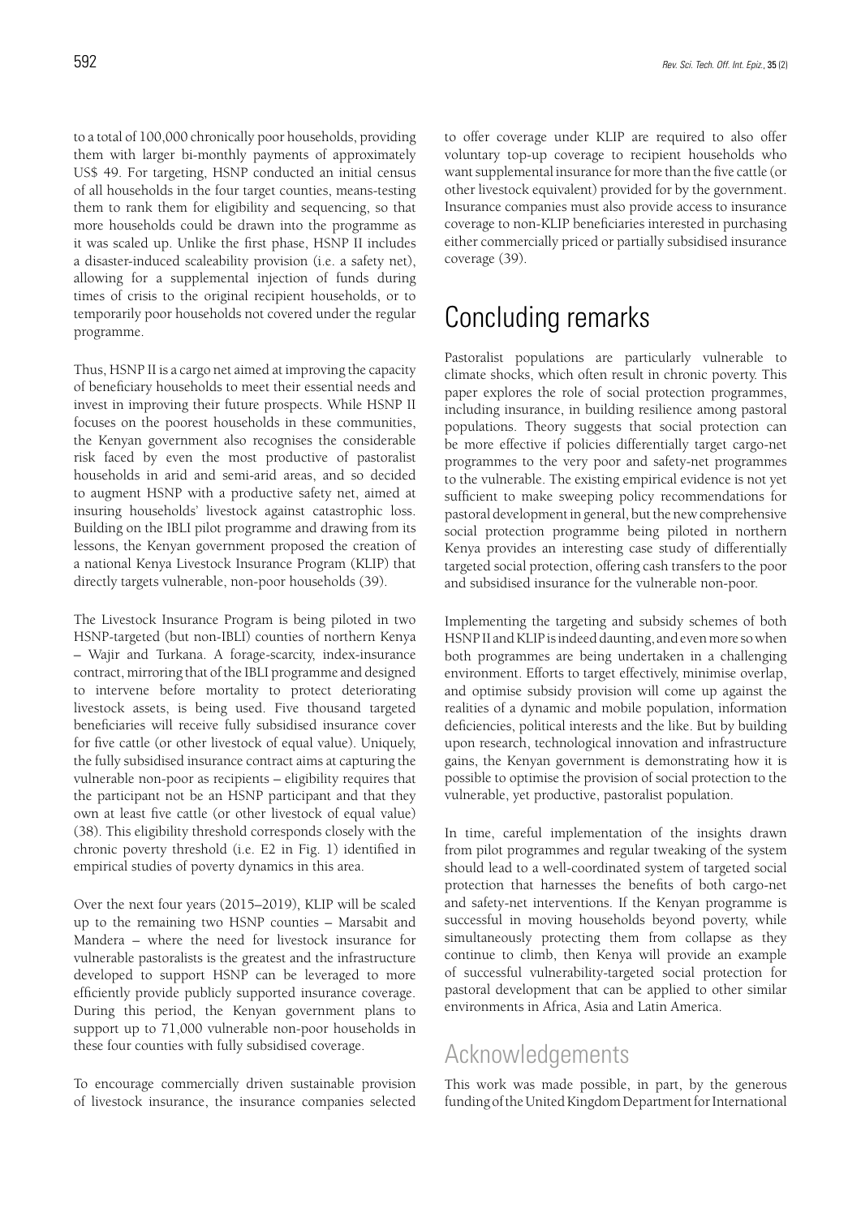to a total of 100,000 chronically poor households, providing them with larger bi-monthly payments of approximately US$ 49. For targeting, HSNP conducted an initial census of all households in the four target counties, means-testing them to rank them for eligibility and sequencing, so that more households could be drawn into the programme as it was scaled up. Unlike the first phase, HSNP II includes a disaster-induced scaleability provision (i.e. a safety net), allowing for a supplemental injection of funds during times of crisis to the original recipient households, or to temporarily poor households not covered under the regular programme.

Thus, HSNP II is a cargo net aimed at improving the capacity of beneficiary households to meet their essential needs and invest in improving their future prospects. While HSNP II focuses on the poorest households in these communities, the Kenyan government also recognises the considerable risk faced by even the most productive of pastoralist households in arid and semi-arid areas, and so decided to augment HSNP with a productive safety net, aimed at insuring households' livestock against catastrophic loss. Building on the IBLI pilot programme and drawing from its lessons, the Kenyan government proposed the creation of a national Kenya Livestock Insurance Program (KLIP) that directly targets vulnerable, non-poor households (39).

The Livestock Insurance Program is being piloted in two HSNP-targeted (but non-IBLI) counties of northern Kenya – Wajir and Turkana. A forage-scarcity, index-insurance contract, mirroring that of the IBLI programme and designed to intervene before mortality to protect deteriorating livestock assets, is being used. Five thousand targeted beneficiaries will receive fully subsidised insurance cover for five cattle (or other livestock of equal value). Uniquely, the fully subsidised insurance contract aims at capturing the vulnerable non-poor as recipients – eligibility requires that the participant not be an HSNP participant and that they own at least five cattle (or other livestock of equal value) (38). This eligibility threshold corresponds closely with the chronic poverty threshold (i.e. E2 in Fig. 1) identified in empirical studies of poverty dynamics in this area.

Over the next four years (2015–2019), KLIP will be scaled up to the remaining two HSNP counties – Marsabit and Mandera – where the need for livestock insurance for vulnerable pastoralists is the greatest and the infrastructure developed to support HSNP can be leveraged to more efficiently provide publicly supported insurance coverage. During this period, the Kenyan government plans to support up to 71,000 vulnerable non-poor households in these four counties with fully subsidised coverage.

To encourage commercially driven sustainable provision of livestock insurance, the insurance companies selected to offer coverage under KLIP are required to also offer voluntary top-up coverage to recipient households who want supplemental insurance for more than the five cattle (or other livestock equivalent) provided for by the government. Insurance companies must also provide access to insurance coverage to non-KLIP beneficiaries interested in purchasing either commercially priced or partially subsidised insurance coverage (39).

# Concluding remarks

Pastoralist populations are particularly vulnerable to climate shocks, which often result in chronic poverty. This paper explores the role of social protection programmes, including insurance, in building resilience among pastoral populations. Theory suggests that social protection can be more effective if policies differentially target cargo-net programmes to the very poor and safety-net programmes to the vulnerable. The existing empirical evidence is not yet sufficient to make sweeping policy recommendations for pastoral development in general, but the new comprehensive social protection programme being piloted in northern Kenya provides an interesting case study of differentially targeted social protection, offering cash transfers to the poor and subsidised insurance for the vulnerable non-poor.

Implementing the targeting and subsidy schemes of both HSNP II and KLIP is indeed daunting, and even more so when both programmes are being undertaken in a challenging environment. Efforts to target effectively, minimise overlap, and optimise subsidy provision will come up against the realities of a dynamic and mobile population, information deficiencies, political interests and the like. But by building upon research, technological innovation and infrastructure gains, the Kenyan government is demonstrating how it is possible to optimise the provision of social protection to the vulnerable, yet productive, pastoralist population.

In time, careful implementation of the insights drawn from pilot programmes and regular tweaking of the system should lead to a well-coordinated system of targeted social protection that harnesses the benefits of both cargo-net and safety-net interventions. If the Kenyan programme is successful in moving households beyond poverty, while simultaneously protecting them from collapse as they continue to climb, then Kenya will provide an example of successful vulnerability-targeted social protection for pastoral development that can be applied to other similar environments in Africa, Asia and Latin America.

## Acknowledgements

This work was made possible, in part, by the generous funding of the United Kingdom Department for International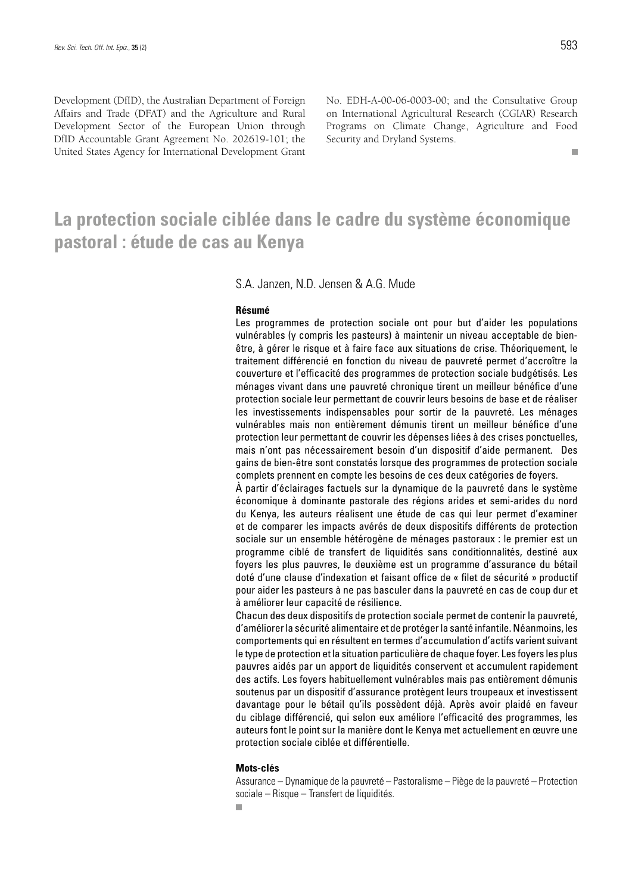Development (DfID), the Australian Department of Foreign Affairs and Trade (DFAT) and the Agriculture and Rural Development Sector of the European Union through DfID Accountable Grant Agreement No. 202619-101; the United States Agency for International Development Grant No. EDH-A-00-06-0003-00; and the Consultative Group on International Agricultural Research (CGIAR) Research Programs on Climate Change, Agriculture and Food Security and Dryland Systems.

# La protection sociale ciblée dans le cadre du système économique pastoral : étude de cas au Kenya

S.A. Janzen, N.D. Jensen & A.G. Mude

### Résumé

Les programmes de protection sociale ont pour but d'aider les populations vulnérables (y compris les pasteurs) à maintenir un niveau acceptable de bien-être, à gérer le risque et à faire face aux situations de crise. Théoriquement, le traitement différencié en fonction du niveau de pauvreté permet d'accroître la couverture et l'efficacité des programmes de protection sociale budgétisés. Les ménages vivant dans une pauvreté chronique tirent un meilleur bénéfice d'une protection sociale leur permettant de couvrir leurs besoins de base et de réaliser les investissements indispensables pour sortir de la pauvreté. Les ménages vulnérables mais non entièrement démunis tirent un meilleur bénéfice d'une protection leur permettant de couvrir les dépenses liées à des crises ponctuelles, mais n'ont pas nécessairement besoin d'un dispositif d'aide permanent. Des gains de bien-être sont constatés lorsque des programmes de protection sociale complets prennent en compte les besoins de ces deux catégories de foyers.

À partir d'éclairages factuels sur la dynamique de la pauvreté dans le système économique à dominante pastorale des régions arides et semi-arides du nord du Kenya, les auteurs réalisent une étude de cas qui leur permet d'examiner et de comparer les impacts avérés de deux dispositifs différents de protection sociale sur un ensemble hétérogène de ménages pastoraux : le premier est un programme ciblé de transfert de liquidités sans conditionnalités, destiné aux foyers les plus pauvres, le deuxième est un programme d'assurance du bétail doté d'une clause d'indexation et faisant office de « filet de sécurité » productif pour aider les pasteurs à ne pas basculer dans la pauvreté en cas de coup dur et à améliorer leur capacité de résilience.

Chacun des deux dispositifs de protection sociale permet de contenir la pauvreté, d'améliorer la sécurité alimentaire et de protéger la santé infantile. Néanmoins, les comportements qui en résultent en termes d'accumulation d'actifs varient suivant le type de protection et la situation particulière de chaque foyer. Les foyers les plus pauvres aidés par un apport de liquidités conservent et accumulent rapidement des actifs. Les foyers habituellement vulnérables mais pas entièrement démunis soutenus par un dispositif d'assurance protègent leurs troupeaux et investissent davantage pour le bétail qu'ils possèdent déjà. Après avoir plaidé en faveur du ciblage différencié, qui selon eux améliore l'efficacité des programmes, les auteurs font le point sur la manière dont le Kenya met actuellement en œuvre une protection sociale ciblée et différentielle.

### Mots-clés

Assurance – Dynamique de la pauvreté – Pastoralisme – Piège de la pauvreté – Protection sociale – Risque – Transfert de liquidités.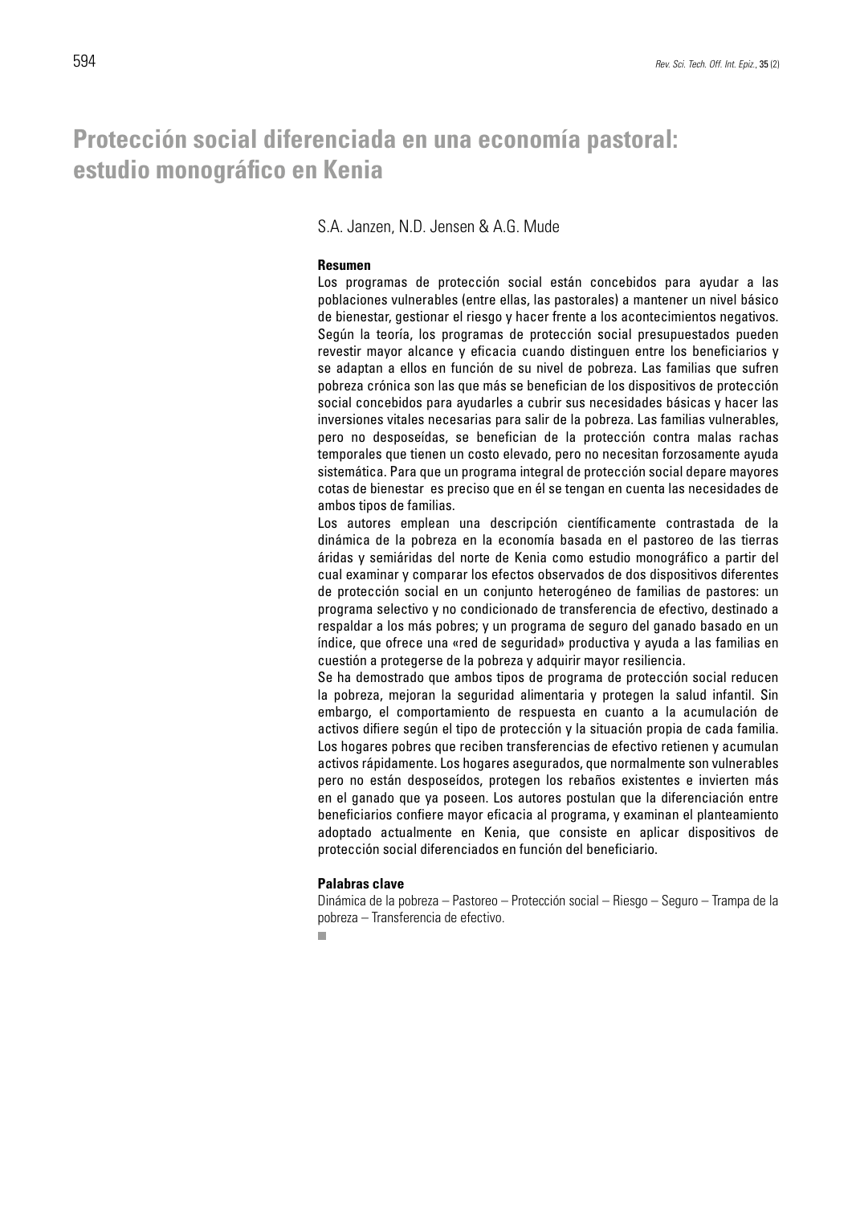# Protección social diferenciada en una economía pastoral: estudio monográfico en Kenia

S.A. Janzen, N.D. Jensen & A.G. Mude

**Resumen**

Los programas de protección social están concebidos para ayudar a las poblaciones vulnerables (entre ellas, las pastorales) a mantener un nivel básico de bienestar, gestionar el riesgo y hacer frente a los acontecimientos negativos. Según la teoría, los programas de protección social presupuestados pueden revestir mayor alcance y eficacia cuando distinguen entre los beneficiarios y se adaptan a ellos en función de su nivel de pobreza. Las familias que sufren pobreza crónica son las que más se benefician de los dispositivos de protección social concebidos para ayudarles a cubrir sus necesidades básicas y hacer las inversiones vitales necesarias para salir de la pobreza. Las familias vulnerables, pero no desposeídas, se benefician de la protección contra malas rachas temporales que tienen un costo elevado, pero no necesitan forzosamente ayuda sistemática. Para que un programa integral de protección social depare mayores cotas de bienestar es preciso que en él se tengan en cuenta las necesidades de ambos tipos de familias.

Los autores emplean una descripción científicamente contrastada de la dinámica de la pobreza en la economía basada en el pastoreo de las tierras áridas y semiáridas del norte de Kenia como estudio monográfico a partir del cual examinar y comparar los efectos observados de dos dispositivos diferentes de protección social en un conjunto heterogéneo de familias de pastores: un programa selectivo y no condicionado de transferencia de efectivo, destinado a respaldar a los más pobres; y un programa de seguro del ganado basado en un índice, que ofrece una «red de seguridad» productiva y ayuda a las familias en cuestión a protegerse de la pobreza y adquirir mayor resiliencia.

Se ha demostrado que ambos tipos de programa de protección social reducen la pobreza, mejoran la seguridad alimentaria y protegen la salud infantil. Sin embargo, el comportamiento de respuesta en cuanto a la acumulación de activos difiere según el tipo de protección y la situación propia de cada familia. Los hogares pobres que reciben transferencias de efectivo retienen y acumulan activos rápidamente. Los hogares asegurados, que normalmente son vulnerables pero no están desposeídos, protegen los rebaños existentes e invierten más en el ganado que ya poseen. Los autores postulan que la diferenciación entre beneficiarios confiere mayor eficacia al programa, y examinan el planteamiento adoptado actualmente en Kenia, que consiste en aplicar dispositivos de protección social diferenciados en función del beneficiario.

**Palabras clave**

Dinámica de la pobreza – Pastoreo – Protección social – Riesgo – Seguro – Trampa de la pobreza – Transferencia de efectivo.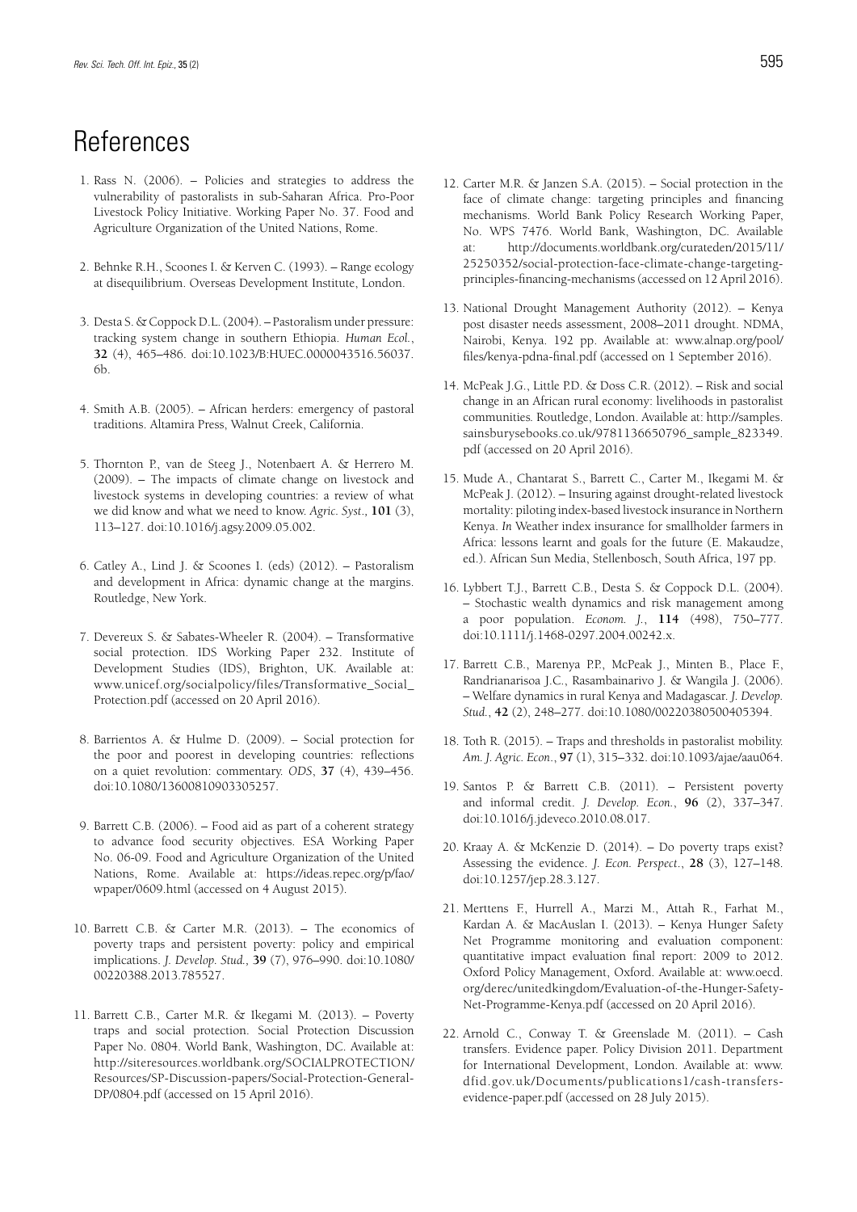# References

1. Rass N. (2006). – Policies and strategies to address the vulnerability of pastoralists in sub-Saharan Africa. Pro-Poor Livestock Policy Initiative. Working Paper No. 37. Food and Agriculture Organization of the United Nations, Rome.

2. Behnke R.H., Scoones I. & Kerven C. (1993). – Range ecology at disequilibrium. Overseas Development Institute, London.

3. Desta S. & Coppock D.L. (2004). – Pastoralism under pressure: tracking system change in southern Ethiopia. *Human Ecol.*, **32** (4), 465–486. doi:10.1023/B:HUEC.0000043516.56037.6b.

4. Smith A.B. (2005). – African herders: emergency of pastoral traditions. Altamira Press, Walnut Creek, California.

5. Thornton P., van de Steeg J., Notenbaert A. & Herrero M. (2009). – The impacts of climate change on livestock and livestock systems in developing countries: a review of what we did know and what we need to know. *Agric. Syst.*, **101** (3), 113–127. doi:10.1016/j.agsy.2009.05.002.

6. Catley A., Lind J. & Scoones I. (eds) (2012). – Pastoralism and development in Africa: dynamic change at the margins. Routledge, New York.

7. Devereux S. & Sabates-Wheeler R. (2004). – Transformative social protection. IDS Working Paper 232. Institute of Development Studies (IDS), Brighton, UK. Available at: www.unicef.org/socialpolicy/files/Transformative_Social_Protection.pdf (accessed on 20 April 2016).

8. Barrientos A. & Hulme D. (2009). – Social protection for the poor and poorest in developing countries: reflections on a quiet revolution: commentary. *ODS*, **37** (4), 439–456. doi:10.1080/13600810903305257.

9. Barrett C.B. (2006). – Food aid as part of a coherent strategy to advance food security objectives. ESA Working Paper No. 06-09. Food and Agriculture Organization of the United Nations, Rome. Available at: https://ideas.repec.org/p/fao/wpaper/0609.html (accessed on 4 August 2015).

10. Barrett C.B. & Carter M.R. (2013). – The economics of poverty traps and persistent poverty: policy and empirical implications. *J. Develop. Stud.*, **39** (7), 976–990. doi:10.1080/00220388.2013.785527.

11. Barrett C.B., Carter M.R. & Ikegami M. (2013). – Poverty traps and social protection. Social Protection Discussion Paper No. 0804. World Bank, Washington, DC. Available at: http://siteresources.worldbank.org/SOCIALPROTECTION/Resources/SP-Discussion-papers/Social-Protection-General-DP/0804.pdf (accessed on 15 April 2016).

12. Carter M.R. & Janzen S.A. (2015). – Social protection in the face of climate change: targeting principles and financing mechanisms. World Bank Policy Research Working Paper, No. WPS 7476. World Bank, Washington, DC. Available at: http://documents.worldbank.org/curateden/2015/11/25250352/social-protection-face-climate-change-targeting-principles-financing-mechanisms (accessed on 12 April 2016).

13. National Drought Management Authority (2012). – Kenya post disaster needs assessment, 2008–2011 drought. NDMA, Nairobi, Kenya. 192 pp. Available at: www.alnap.org/pool/files/kenya-pdna-final.pdf (accessed on 1 September 2016).

14. McPeak J.G., Little P.D. & Doss C.R. (2012). – Risk and social change in an African rural economy: livelihoods in pastoralist communities. Routledge, London. Available at: http://samples.sainsburysebooks.co.uk/9781136650796_sample_823349.pdf (accessed on 20 April 2016).

15. Mude A., Chantarat S., Barrett C., Carter M., Ikegami M. & McPeak J. (2012). – Insuring against drought-related livestock mortality: piloting index-based livestock insurance in Northern Kenya. *In* Weather index insurance for smallholder farmers in Africa: lessons learnt and goals for the future (E. Makaudze, ed.). African Sun Media, Stellenbosch, South Africa, 197 pp.

16. Lybbert T.J., Barrett C.B., Desta S. & Coppock D.L. (2004). – Stochastic wealth dynamics and risk management among a poor population. *Econom. J.*, **114** (498), 750–777. doi:10.1111/j.1468-0297.2004.00242.x.

17. Barrett C.B., Marenya P.P., McPeak J., Minten B., Place F., Randrianarisoa J.C., Rasambainarivo J. & Wangila J. (2006). – Welfare dynamics in rural Kenya and Madagascar. *J. Develop. Stud.*, **42** (2), 248–277. doi:10.1080/00220380500405394.

18. Toth R. (2015). – Traps and thresholds in pastoralist mobility. *Am. J. Agric. Econ.*, **97** (1), 315–332. doi:10.1093/ajae/aau064.

19. Santos P. & Barrett C.B. (2011). – Persistent poverty and informal credit. *J. Develop. Econ.*, **96** (2), 337–347. doi:10.1016/j.jdeveco.2010.08.017.

20. Kraay A. & McKenzie D. (2014). – Do poverty traps exist? Assessing the evidence. *J. Econ. Perspect.*, **28** (3), 127–148. doi:10.1257/jep.28.3.127.

21. Merttens F., Hurrell A., Marzi M., Attah R., Farhat M., Kardan A. & MacAuslan I. (2013). – Kenya Hunger Safety Net Programme monitoring and evaluation component: quantitative impact evaluation final report: 2009 to 2012. Oxford Policy Management, Oxford. Available at: www.oecd.org/derec/unitedkingdom/Evaluation-of-the-Hunger-Safety-Net-Programme-Kenya.pdf (accessed on 20 April 2016).

22. Arnold C., Conway T. & Greenslade M. (2011). – Cash transfers. Evidence paper. Policy Division 2011. Department for International Development, London. Available at: www.dfid.gov.uk/Documents/publications1/cash-transfers-evidence-paper.pdf (accessed on 28 July 2015).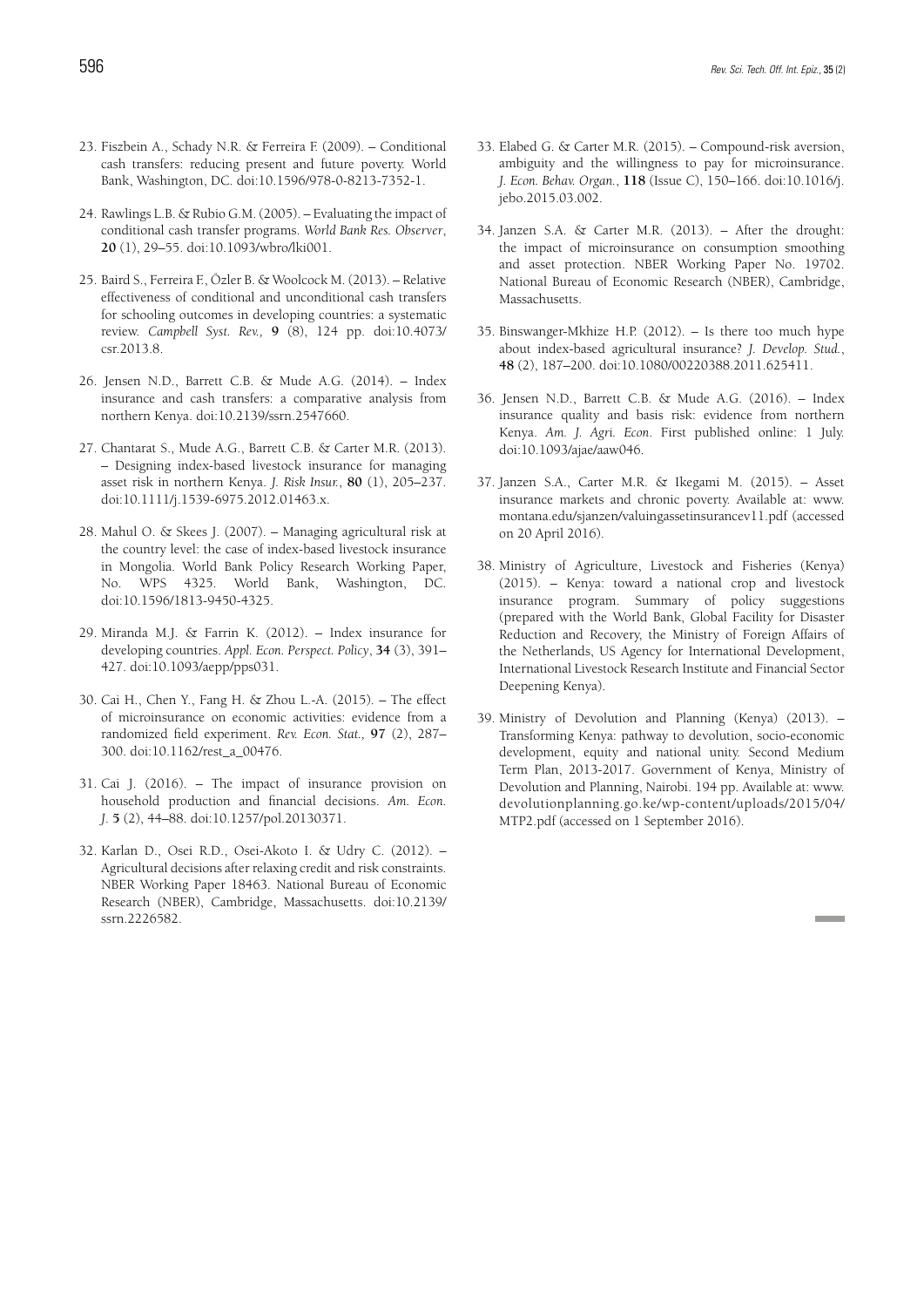23. Fiszbein A., Schady N.R. & Ferreira F. (2009). – Conditional cash transfers: reducing present and future poverty. World Bank, Washington, DC. doi:10.1596/978-0-8213-7352-1.

24. Rawlings L.B. & Rubio G.M. (2005). – Evaluating the impact of conditional cash transfer programs. *World Bank Res. Observer*, **20** (1), 29–55. doi:10.1093/wbro/lki001.

25. Baird S., Ferreira F., Özler B. & Woolcock M. (2013). – Relative effectiveness of conditional and unconditional cash transfers for schooling outcomes in developing countries: a systematic review. *Campbell Syst. Rev.,* **9** (8), 124 pp. doi:10.4073/csr.2013.8.

26. Jensen N.D., Barrett C.B. & Mude A.G. (2014). – Index insurance and cash transfers: a comparative analysis from northern Kenya. doi:10.2139/ssrn.2547660.

27. Chantarat S., Mude A.G., Barrett C.B. & Carter M.R. (2013). – Designing index-based livestock insurance for managing asset risk in northern Kenya. *J. Risk Insur.*, **80** (1), 205–237. doi:10.1111/j.1539-6975.2012.01463.x.

28. Mahul O. & Skees J. (2007). – Managing agricultural risk at the country level: the case of index-based livestock insurance in Mongolia. World Bank Policy Research Working Paper, No. WPS 4325. World Bank, Washington, DC. doi:10.1596/1813-9450-4325.

29. Miranda M.J. & Farrin K. (2012). – Index insurance for developing countries. *Appl. Econ. Perspect. Policy*, **34** (3), 391–427. doi:10.1093/aepp/pps031.

30. Cai H., Chen Y., Fang H. & Zhou L.-A. (2015). – The effect of microinsurance on economic activities: evidence from a randomized field experiment. *Rev. Econ. Stat.,* **97** (2), 287–300. doi:10.1162/rest_a_00476.

31. Cai J. (2016). – The impact of insurance provision on household production and financial decisions. *Am. Econ. J.* **5** (2), 44–88. doi:10.1257/pol.20130371.

32. Karlan D., Osei R.D., Osei-Akoto I. & Udry C. (2012). – Agricultural decisions after relaxing credit and risk constraints. NBER Working Paper 18463. National Bureau of Economic Research (NBER), Cambridge, Massachusetts. doi:10.2139/ssrn.2226582.

33. Elabed G. & Carter M.R. (2015). – Compound-risk aversion, ambiguity and the willingness to pay for microinsurance. *J. Econ. Behav. Organ.*, **118** (Issue C), 150–166. doi:10.1016/j.jebo.2015.03.002.

34. Janzen S.A. & Carter M.R. (2013). – After the drought: the impact of microinsurance on consumption smoothing and asset protection. NBER Working Paper No. 19702. National Bureau of Economic Research (NBER), Cambridge, Massachusetts.

35. Binswanger-Mkhize H.P. (2012). – Is there too much hype about index-based agricultural insurance? *J. Develop. Stud.*, **48** (2), 187–200. doi:10.1080/00220388.2011.625411.

36. Jensen N.D., Barrett C.B. & Mude A.G. (2016). – Index insurance quality and basis risk: evidence from northern Kenya. *Am. J. Agri. Econ*. First published online: 1 July. doi:10.1093/ajae/aaw046.

37. Janzen S.A., Carter M.R. & Ikegami M. (2015). – Asset insurance markets and chronic poverty. Available at: www.montana.edu/sjanzen/valuingassetinsurancev11.pdf (accessed on 20 April 2016).

38. Ministry of Agriculture, Livestock and Fisheries (Kenya) (2015). – Kenya: toward a national crop and livestock insurance program. Summary of policy suggestions (prepared with the World Bank, Global Facility for Disaster Reduction and Recovery, the Ministry of Foreign Affairs of the Netherlands, US Agency for International Development, International Livestock Research Institute and Financial Sector Deepening Kenya).

39. Ministry of Devolution and Planning (Kenya) (2013). – Transforming Kenya: pathway to devolution, socio-economic development, equity and national unity. Second Medium Term Plan, 2013-2017. Government of Kenya, Ministry of Devolution and Planning, Nairobi. 194 pp. Available at: www.devolutionplanning.go.ke/wp-content/uploads/2015/04/MTP2.pdf (accessed on 1 September 2016).